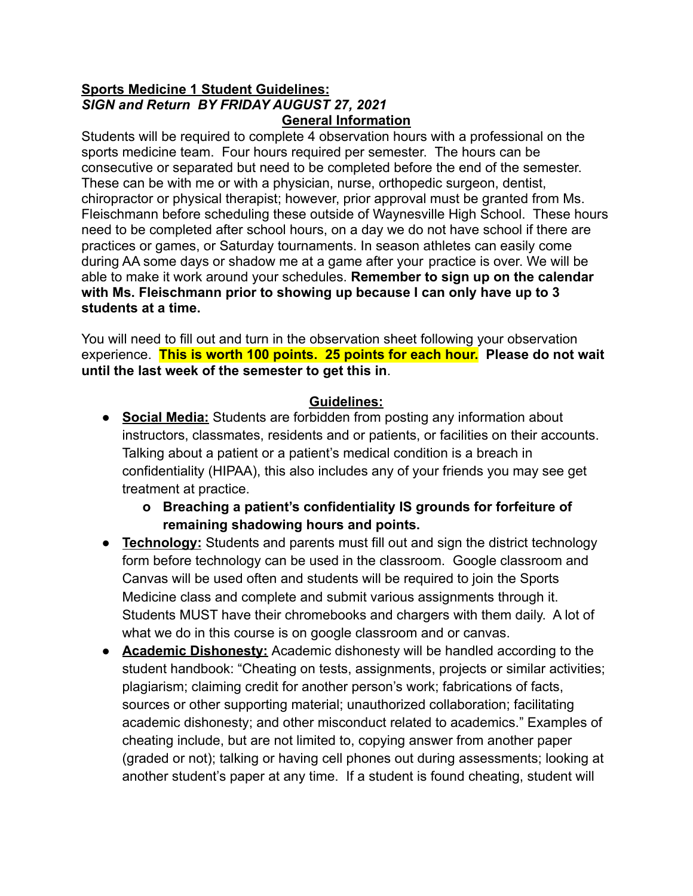## Sports Medicine 1 Student Guidelines:

***SIGN and Return BY FRIDAY AUGUST 27, 2021***

### General Information

Students will be required to complete 4 observation hours with a professional on the sports medicine team. Four hours required per semester. The hours can be consecutive or separated but need to be completed before the end of the semester. These can be with me or with a physician, nurse, orthopedic surgeon, dentist, chiropractor or physical therapist; however, prior approval must be granted from Ms. Fleischmann before scheduling these outside of Waynesville High School. These hours need to be completed after school hours, on a day we do not have school if there are practices or games, or Saturday tournaments. In season athletes can easily come during AA some days or shadow me at a game after your practice is over. We will be able to make it work around your schedules. **Remember to sign up on the calendar with Ms. Fleischmann prior to showing up because I can only have up to 3 students at a time.**

You will need to fill out and turn in the observation sheet following your observation experience. **This is worth 100 points. 25 points for each hour. Please do not wait until the last week of the semester to get this in**.

### Guidelines:

- **Social Media:** Students are forbidden from posting any information about instructors, classmates, residents and or patients, or facilities on their accounts. Talking about a patient or a patient's medical condition is a breach in confidentiality (HIPAA), this also includes any of your friends you may see get treatment at practice.
    - o **Breaching a patient's confidentiality IS grounds for forfeiture of remaining shadowing hours and points.**
- **Technology:** Students and parents must fill out and sign the district technology form before technology can be used in the classroom. Google classroom and Canvas will be used often and students will be required to join the Sports Medicine class and complete and submit various assignments through it. Students MUST have their chromebooks and chargers with them daily. A lot of what we do in this course is on google classroom and or canvas.
- **Academic Dishonesty:** Academic dishonesty will be handled according to the student handbook: "Cheating on tests, assignments, projects or similar activities; plagiarism; claiming credit for another person's work; fabrications of facts, sources or other supporting material; unauthorized collaboration; facilitating academic dishonesty; and other misconduct related to academics." Examples of cheating include, but are not limited to, copying answer from another paper (graded or not); talking or having cell phones out during assessments; looking at another student's paper at any time. If a student is found cheating, student will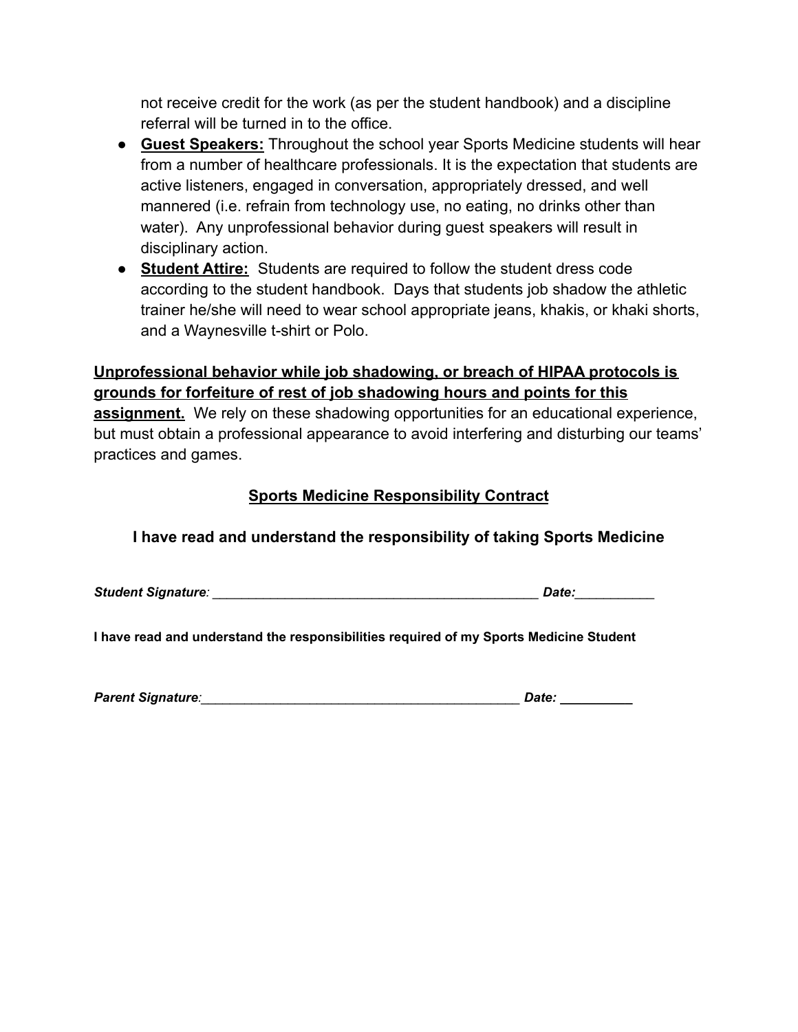not receive credit for the work (as per the student handbook) and a discipline referral will be turned in to the office.

- **<u>Guest Speakers:</u>** Throughout the school year Sports Medicine students will hear from a number of healthcare professionals. It is the expectation that students are active listeners, engaged in conversation, appropriately dressed, and well mannered (i.e. refrain from technology use, no eating, no drinks other than water). Any unprofessional behavior during guest speakers will result in disciplinary action.
- **<u>Student Attire:</u>** Students are required to follow the student dress code according to the student handbook. Days that students job shadow the athletic trainer he/she will need to wear school appropriate jeans, khakis, or khaki shorts, and a Waynesville t-shirt or Polo.

**<u>Unprofessional behavior while job shadowing, or breach of HIPAA protocols is grounds for forfeiture of rest of job shadowing hours and points for this assignment.</u>** We rely on these shadowing opportunities for an educational experience, but must obtain a professional appearance to avoid interfering and disturbing our teams' practices and games.

## <u>Sports Medicine Responsibility Contract</u>

### I have read and understand the responsibility of taking Sports Medicine

***Student Signature**:* _____________________________________________ ***Date:***___________

**I have read and understand the responsibilities required of my Sports Medicine Student**

***Parent Signature:***_____________________________________________ ***Date:*** __________